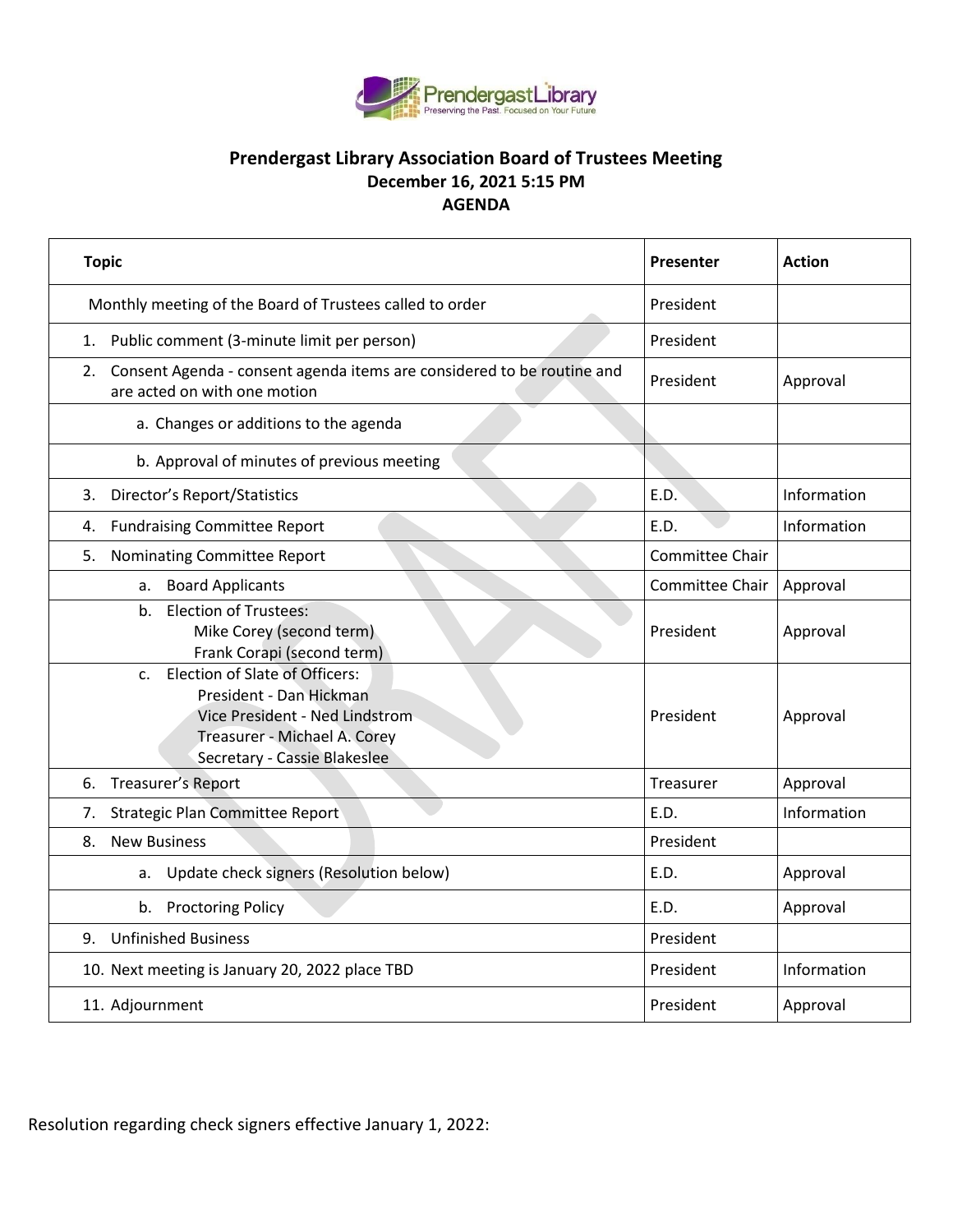# Prendergast Library Association Board of Trustees Meeting

**December 16, 2021 5:15 PM**

**AGENDA**

| Topic | Presenter | Action |
|---|---|---|
| Monthly meeting of the Board of Trustees called to order | President | |
| 1. Public comment (3-minute limit per person) | President | |
| 2. Consent Agenda - consent agenda items are considered to be routine and are acted on with one motion | President | Approval |
| a. Changes or additions to the agenda | | |
| b. Approval of minutes of previous meeting | | |
| 3. Director's Report/Statistics | E.D. | Information |
| 4. Fundraising Committee Report | E.D. | Information |
| 5. Nominating Committee Report | Committee Chair | |
| a. Board Applicants | Committee Chair | Approval |
| b. Election of Trustees: Mike Corey (second term) Frank Corapi (second term) | President | Approval |
| c. Election of Slate of Officers: President - Dan Hickman Vice President - Ned Lindstrom Treasurer - Michael A. Corey Secretary - Cassie Blakeslee | President | Approval |
| 6. Treasurer's Report | Treasurer | Approval |
| 7. Strategic Plan Committee Report | E.D. | Information |
| 8. New Business | President | |
| a. Update check signers (Resolution below) | E.D. | Approval |
| b. Proctoring Policy | E.D. | Approval |
| 9. Unfinished Business | President | |
| 10. Next meeting is January 20, 2022 place TBD | President | Information |
| 11. Adjournment | President | Approval |

Resolution regarding check signers effective January 1, 2022: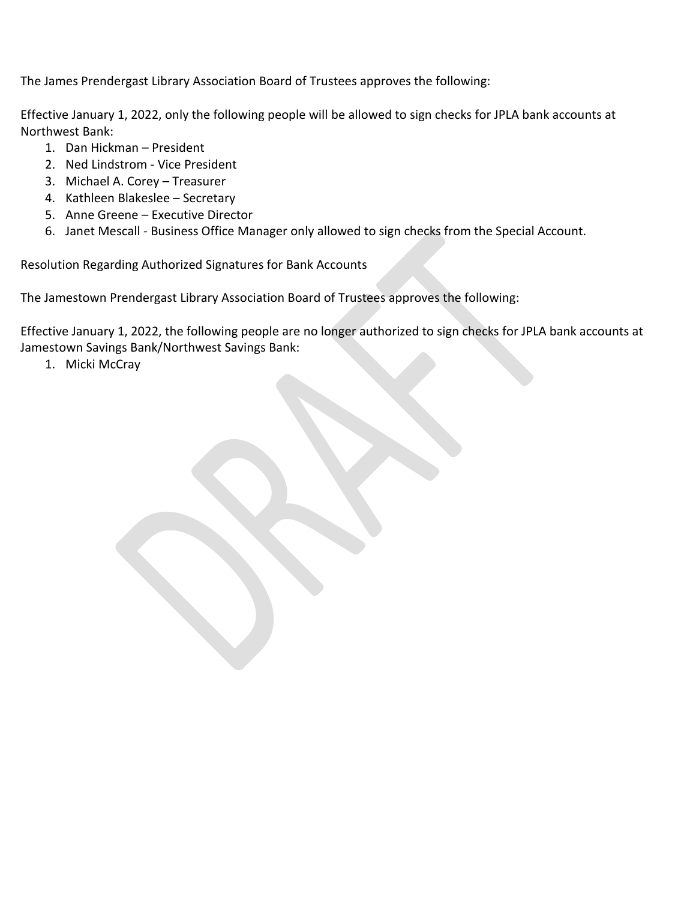The James Prendergast Library Association Board of Trustees approves the following:

Effective January 1, 2022, only the following people will be allowed to sign checks for JPLA bank accounts at Northwest Bank:

1. Dan Hickman – President
2. Ned Lindstrom - Vice President
3. Michael A. Corey – Treasurer
4. Kathleen Blakeslee – Secretary
5. Anne Greene – Executive Director
6. Janet Mescall - Business Office Manager only allowed to sign checks from the Special Account.

Resolution Regarding Authorized Signatures for Bank Accounts

The Jamestown Prendergast Library Association Board of Trustees approves the following:

Effective January 1, 2022, the following people are no longer authorized to sign checks for JPLA bank accounts at Jamestown Savings Bank/Northwest Savings Bank:

1. Micki McCray